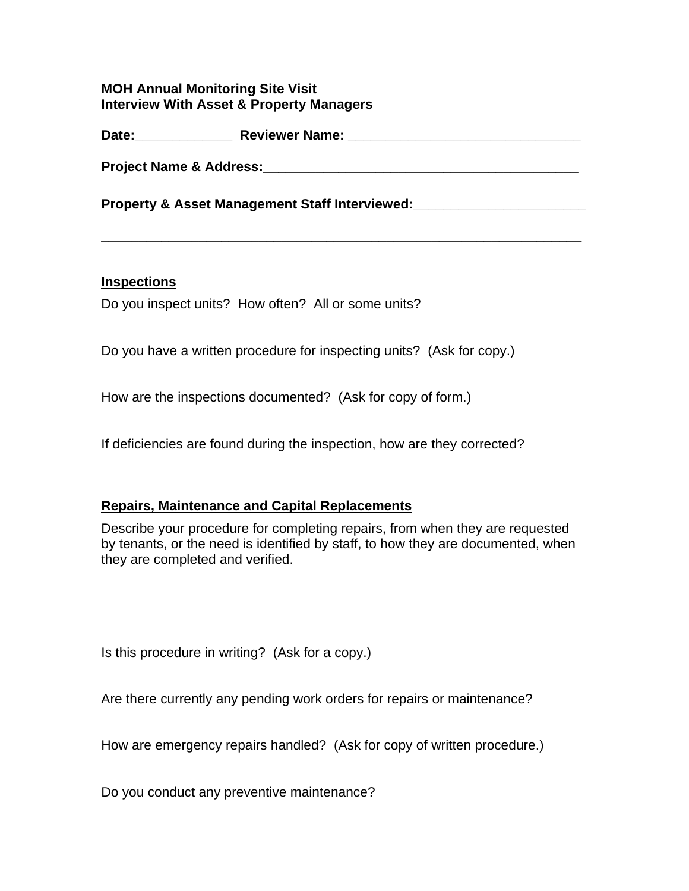**MOH Annual Monitoring Site Visit**
**Interview With Asset & Property Managers**

**Date:_____________ Reviewer Name: ______________________________**

**Project Name & Address:_________________________________________**

**Property & Asset Management Staff Interviewed:______________________**

_______________________________________________________________

**<u>Inspections</u>**

Do you inspect units? How often? All or some units?

Do you have a written procedure for inspecting units? (Ask for copy.)

How are the inspections documented? (Ask for copy of form.)

If deficiencies are found during the inspection, how are they corrected?

**<u>Repairs, Maintenance and Capital Replacements</u>**

Describe your procedure for completing repairs, from when they are requested by tenants, or the need is identified by staff, to how they are documented, when they are completed and verified.

Is this procedure in writing? (Ask for a copy.)

Are there currently any pending work orders for repairs or maintenance?

How are emergency repairs handled? (Ask for copy of written procedure.)

Do you conduct any preventive maintenance?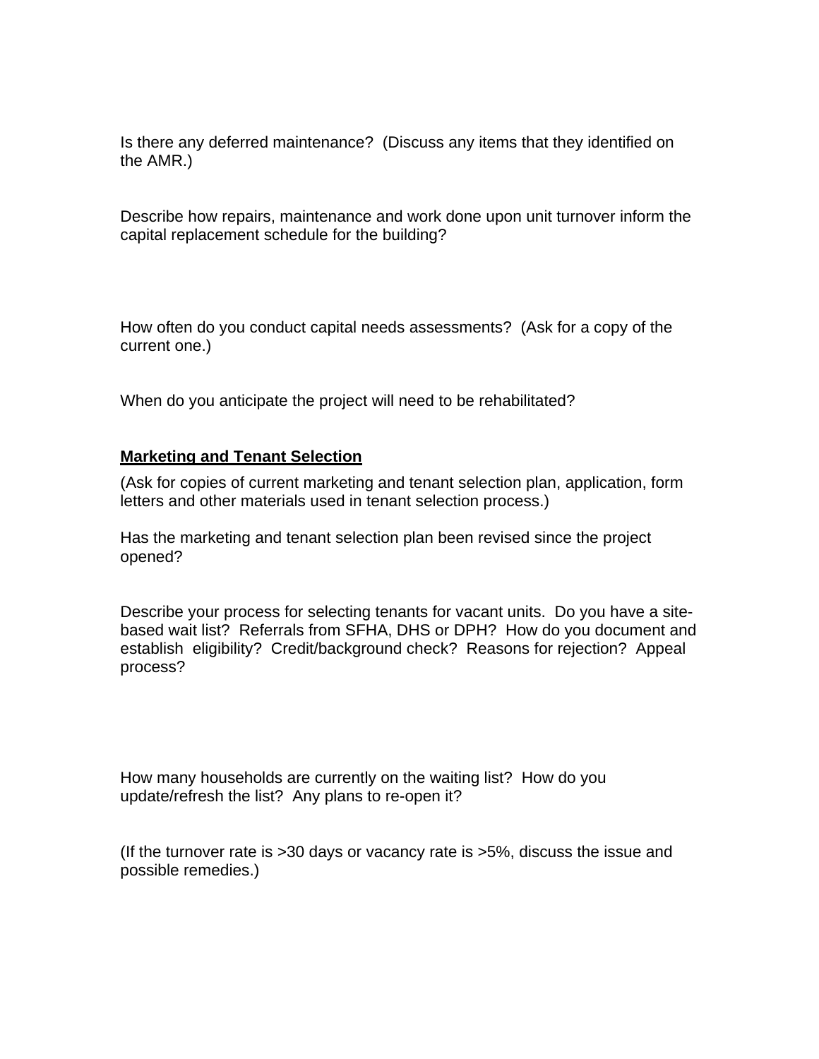Is there any deferred maintenance?  (Discuss any items that they identified on the AMR.)

Describe how repairs, maintenance and work done upon unit turnover inform the capital replacement schedule for the building?

How often do you conduct capital needs assessments?  (Ask for a copy of the current one.)

When do you anticipate the project will need to be rehabilitated?

**Marketing and Tenant Selection**

(Ask for copies of current marketing and tenant selection plan, application, form letters and other materials used in tenant selection process.)

Has the marketing and tenant selection plan been revised since the project opened?

Describe your process for selecting tenants for vacant units.  Do you have a site-based wait list?  Referrals from SFHA, DHS or DPH?  How do you document and establish eligibility?  Credit/background check?  Reasons for rejection?  Appeal process?

How many households are currently on the waiting list?  How do you update/refresh the list?  Any plans to re-open it?

(If the turnover rate is >30 days or vacancy rate is >5%, discuss the issue and possible remedies.)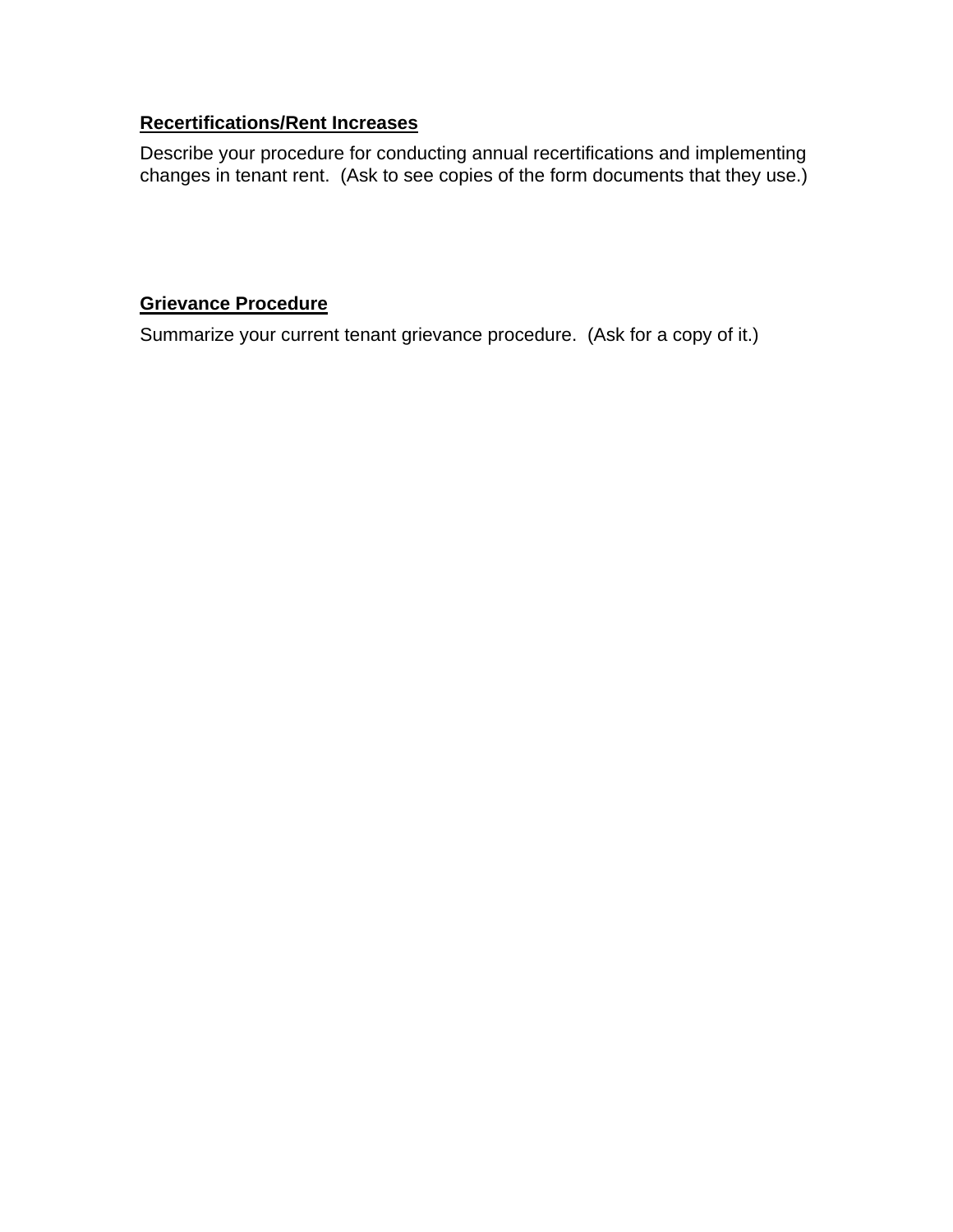**Recertifications/Rent Increases**

Describe your procedure for conducting annual recertifications and implementing changes in tenant rent. (Ask to see copies of the form documents that they use.)

**Grievance Procedure**

Summarize your current tenant grievance procedure. (Ask for a copy of it.)